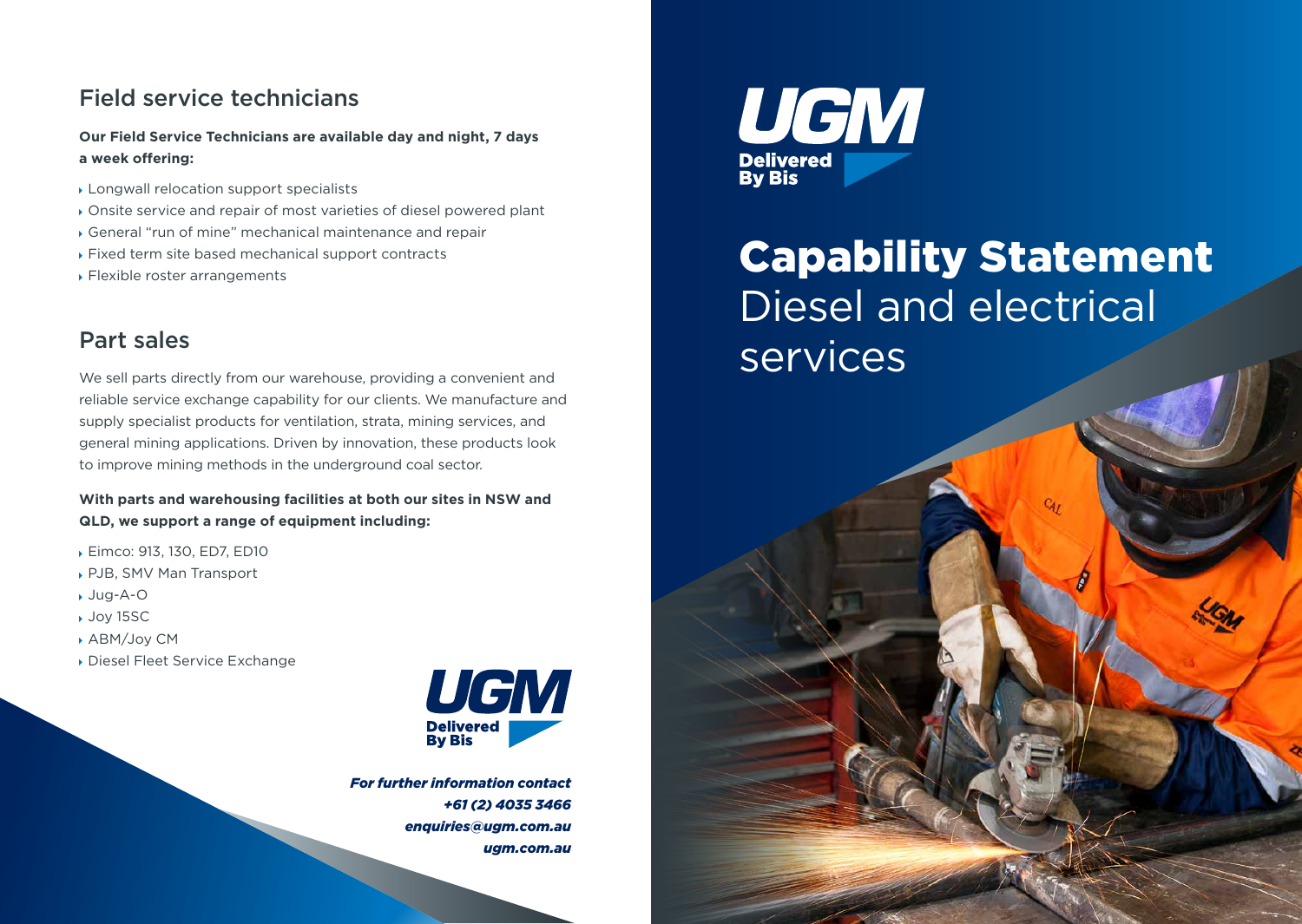## Field service technicians

**Our Field Service Technicians are available day and night, 7 days a week offering:**

- Longwall relocation support specialists
- Onsite service and repair of most varieties of diesel powered plant
- General "run of mine" mechanical maintenance and repair
- Fixed term site based mechanical support contracts
- Flexible roster arrangements

## Part sales

We sell parts directly from our warehouse, providing a convenient and reliable service exchange capability for our clients. We manufacture and supply specialist products for ventilation, strata, mining services, and general mining applications. Driven by innovation, these products look to improve mining methods in the underground coal sector.

**With parts and warehousing facilities at both our sites in NSW and QLD, we support a range of equipment including:**

- Eimco: 913, 130, ED7, ED10
- PJB, SMV Man Transport
- Jug-A-O
- Joy 15SC
- ABM/Joy CM
- Diesel Fleet Service Exchange

UGM Delivered By Bis

***For further information contact***
***+61 (2) 4035 3466***
***enquiries@ugm.com.au***
***ugm.com.au***

UGM Delivered By Bis

# Capability Statement

Diesel and electrical services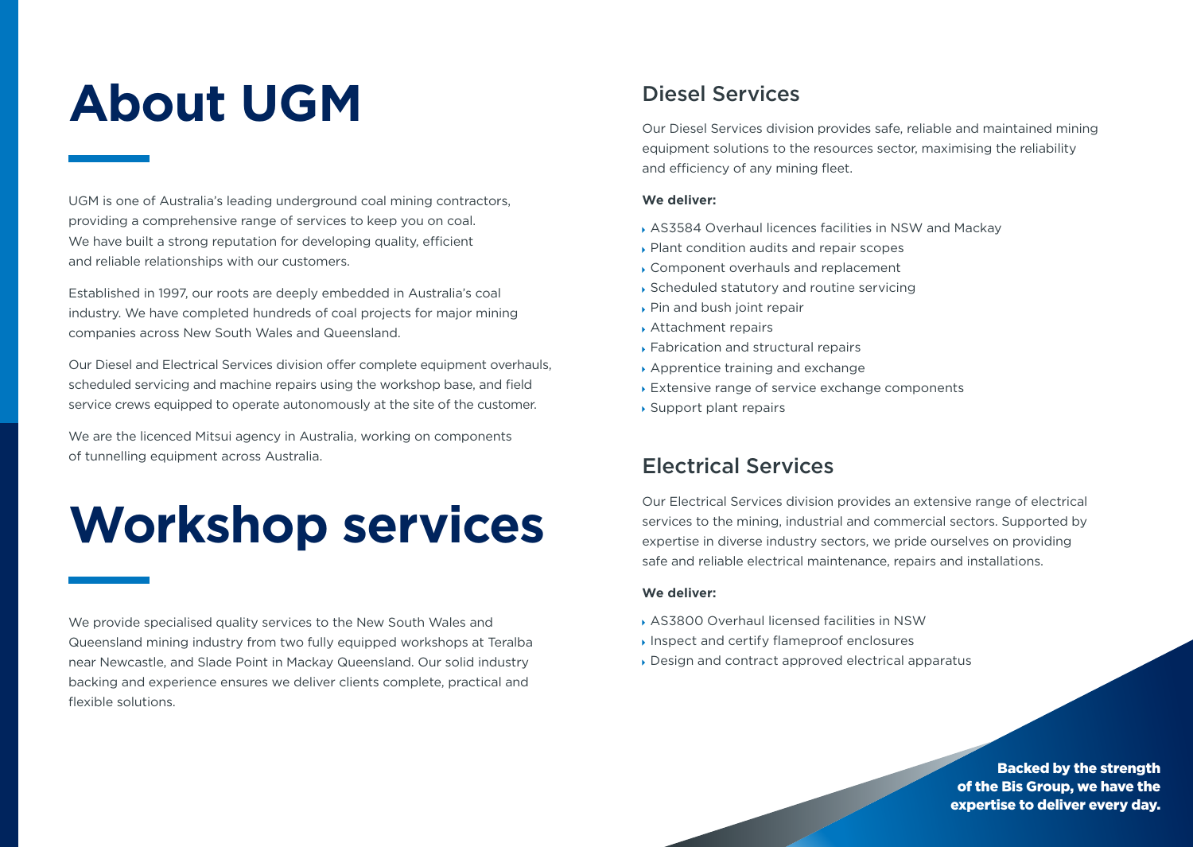# About UGM

UGM is one of Australia's leading underground coal mining contractors, providing a comprehensive range of services to keep you on coal. We have built a strong reputation for developing quality, efficient and reliable relationships with our customers.

Established in 1997, our roots are deeply embedded in Australia's coal industry. We have completed hundreds of coal projects for major mining companies across New South Wales and Queensland.

Our Diesel and Electrical Services division offer complete equipment overhauls, scheduled servicing and machine repairs using the workshop base, and field service crews equipped to operate autonomously at the site of the customer.

We are the licenced Mitsui agency in Australia, working on components of tunnelling equipment across Australia.

# Workshop services

We provide specialised quality services to the New South Wales and Queensland mining industry from two fully equipped workshops at Teralba near Newcastle, and Slade Point in Mackay Queensland. Our solid industry backing and experience ensures we deliver clients complete, practical and flexible solutions.

## Diesel Services

Our Diesel Services division provides safe, reliable and maintained mining equipment solutions to the resources sector, maximising the reliability and efficiency of any mining fleet.

**We deliver:**

- AS3584 Overhaul licences facilities in NSW and Mackay
- Plant condition audits and repair scopes
- Component overhauls and replacement
- Scheduled statutory and routine servicing
- Pin and bush joint repair
- Attachment repairs
- Fabrication and structural repairs
- Apprentice training and exchange
- Extensive range of service exchange components
- Support plant repairs

## Electrical Services

Our Electrical Services division provides an extensive range of electrical services to the mining, industrial and commercial sectors. Supported by expertise in diverse industry sectors, we pride ourselves on providing safe and reliable electrical maintenance, repairs and installations.

**We deliver:**

- AS3800 Overhaul licensed facilities in NSW
- Inspect and certify flameproof enclosures
- Design and contract approved electrical apparatus

**Backed by the strength of the Bis Group, we have the expertise to deliver every day.**